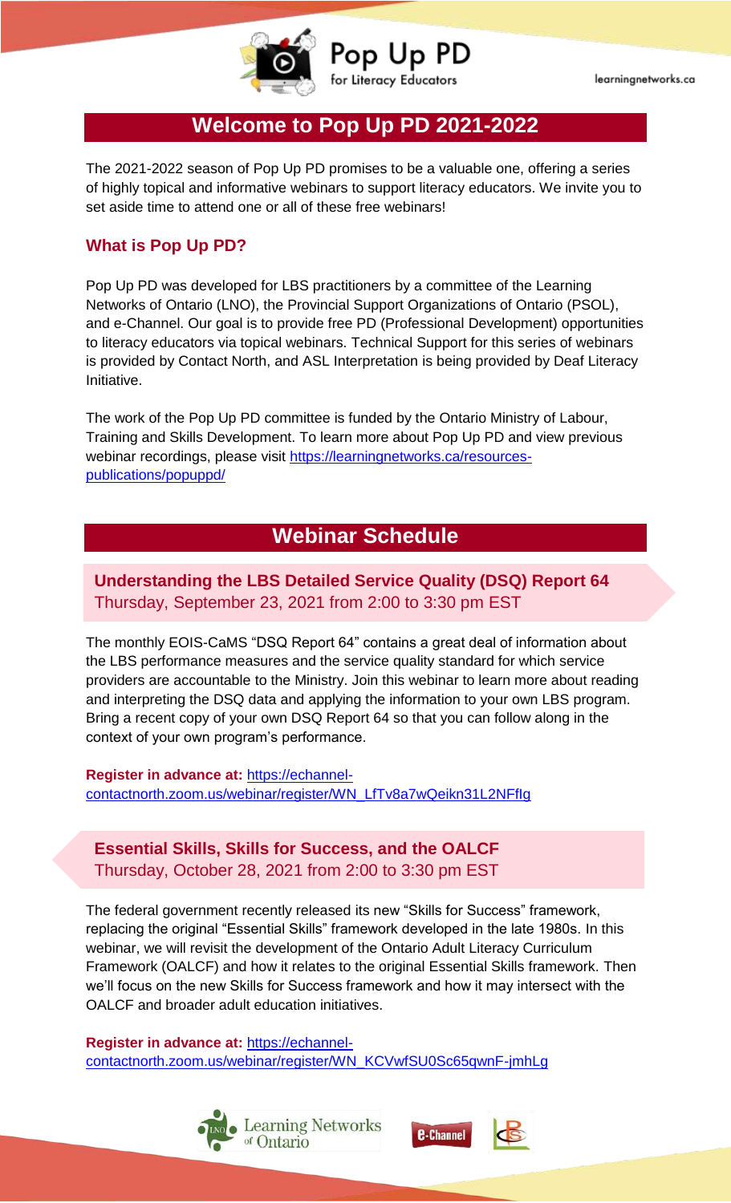# Pop Up PD for Literacy Educators

learningnetworks.ca

## Welcome to Pop Up PD 2021-2022

The 2021-2022 season of Pop Up PD promises to be a valuable one, offering a series of highly topical and informative webinars to support literacy educators. We invite you to set aside time to attend one or all of these free webinars!

### What is Pop Up PD?

Pop Up PD was developed for LBS practitioners by a committee of the Learning Networks of Ontario (LNO), the Provincial Support Organizations of Ontario (PSOL), and e-Channel. Our goal is to provide free PD (Professional Development) opportunities to literacy educators via topical webinars. Technical Support for this series of webinars is provided by Contact North, and ASL Interpretation is being provided by Deaf Literacy Initiative.

The work of the Pop Up PD committee is funded by the Ontario Ministry of Labour, Training and Skills Development. To learn more about Pop Up PD and view previous webinar recordings, please visit https://learningnetworks.ca/resources-publications/popuppd/

## Webinar Schedule

### Understanding the LBS Detailed Service Quality (DSQ) Report 64

Thursday, September 23, 2021 from 2:00 to 3:30 pm EST

The monthly EOIS-CaMS "DSQ Report 64" contains a great deal of information about the LBS performance measures and the service quality standard for which service providers are accountable to the Ministry. Join this webinar to learn more about reading and interpreting the DSQ data and applying the information to your own LBS program. Bring a recent copy of your own DSQ Report 64 so that you can follow along in the context of your own program's performance.

**Register in advance at:** https://echannel-contactnorth.zoom.us/webinar/register/WN_LfTv8a7wQeikn31L2NFfIg

### Essential Skills, Skills for Success, and the OALCF

Thursday, October 28, 2021 from 2:00 to 3:30 pm EST

The federal government recently released its new "Skills for Success" framework, replacing the original "Essential Skills" framework developed in the late 1980s. In this webinar, we will revisit the development of the Ontario Adult Literacy Curriculum Framework (OALCF) and how it relates to the original Essential Skills framework. Then we'll focus on the new Skills for Success framework and how it may intersect with the OALCF and broader adult education initiatives.

**Register in advance at:** https://echannel-contactnorth.zoom.us/webinar/register/WN_KCVwfSU0Sc65qwnF-jmhLg

Learning Networks of Ontario | e-Channel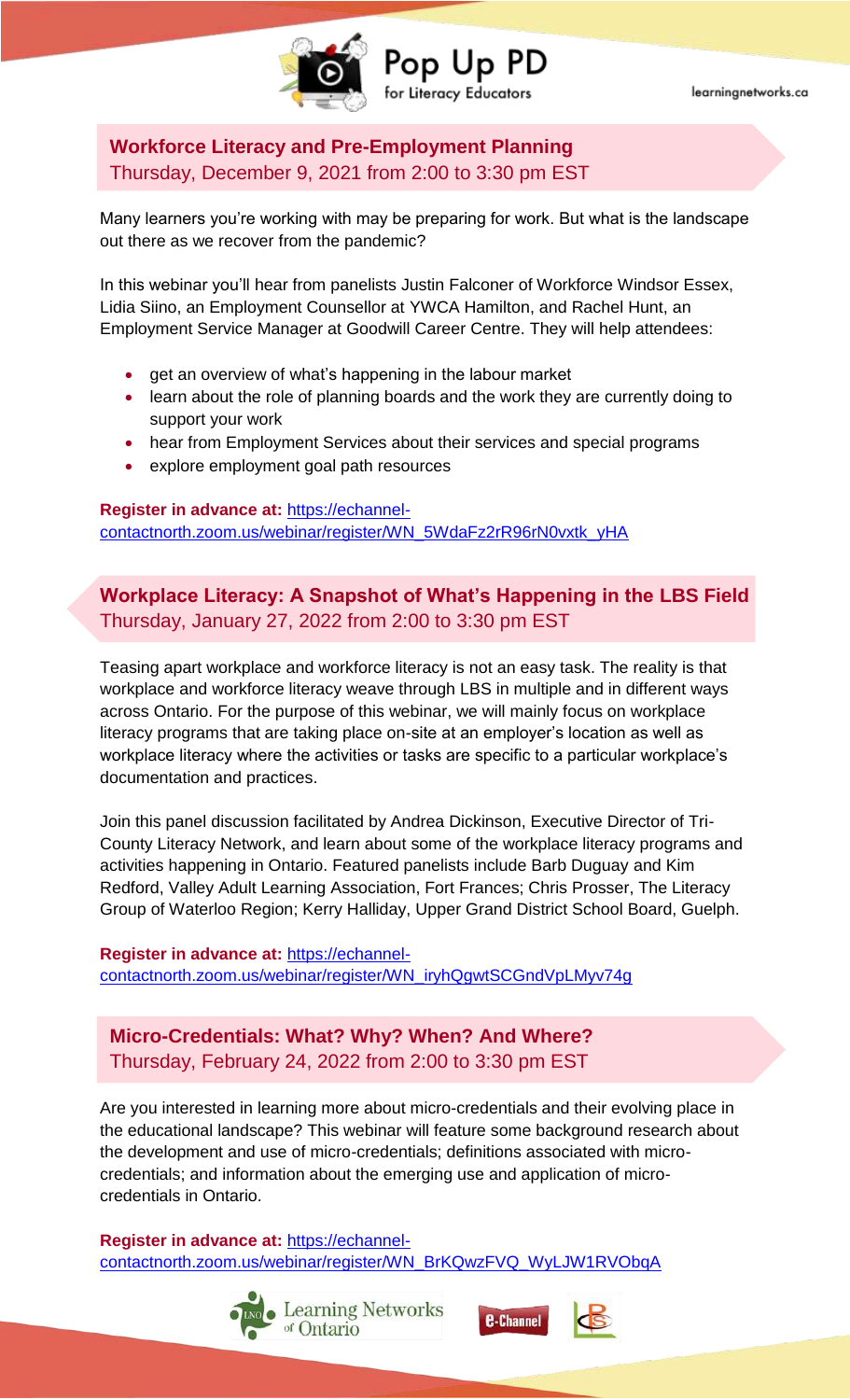## Workforce Literacy and Pre-Employment Planning

Thursday, December 9, 2021 from 2:00 to 3:30 pm EST

Many learners you're working with may be preparing for work. But what is the landscape out there as we recover from the pandemic?

In this webinar you'll hear from panelists Justin Falconer of Workforce Windsor Essex, Lidia Siino, an Employment Counsellor at YWCA Hamilton, and Rachel Hunt, an Employment Service Manager at Goodwill Career Centre. They will help attendees:

- get an overview of what's happening in the labour market
- learn about the role of planning boards and the work they are currently doing to support your work
- hear from Employment Services about their services and special programs
- explore employment goal path resources

**Register in advance at:** https://echannel-contactnorth.zoom.us/webinar/register/WN_5WdaFz2rR96rN0vxtk_yHA

## Workplace Literacy: A Snapshot of What's Happening in the LBS Field

Thursday, January 27, 2022 from 2:00 to 3:30 pm EST

Teasing apart workplace and workforce literacy is not an easy task. The reality is that workplace and workforce literacy weave through LBS in multiple and in different ways across Ontario. For the purpose of this webinar, we will mainly focus on workplace literacy programs that are taking place on-site at an employer's location as well as workplace literacy where the activities or tasks are specific to a particular workplace's documentation and practices.

Join this panel discussion facilitated by Andrea Dickinson, Executive Director of Tri-County Literacy Network, and learn about some of the workplace literacy programs and activities happening in Ontario. Featured panelists include Barb Duguay and Kim Redford, Valley Adult Learning Association, Fort Frances; Chris Prosser, The Literacy Group of Waterloo Region; Kerry Halliday, Upper Grand District School Board, Guelph.

**Register in advance at:** https://echannel-contactnorth.zoom.us/webinar/register/WN_iryhQgwtSCGndVpLMyv74g

## Micro-Credentials: What? Why? When? And Where?

Thursday, February 24, 2022 from 2:00 to 3:30 pm EST

Are you interested in learning more about micro-credentials and their evolving place in the educational landscape? This webinar will feature some background research about the development and use of micro-credentials; definitions associated with micro-credentials; and information about the emerging use and application of micro-credentials in Ontario.

**Register in advance at:** https://echannel-contactnorth.zoom.us/webinar/register/WN_BrKQwzFVQ_WyLJW1RVObqA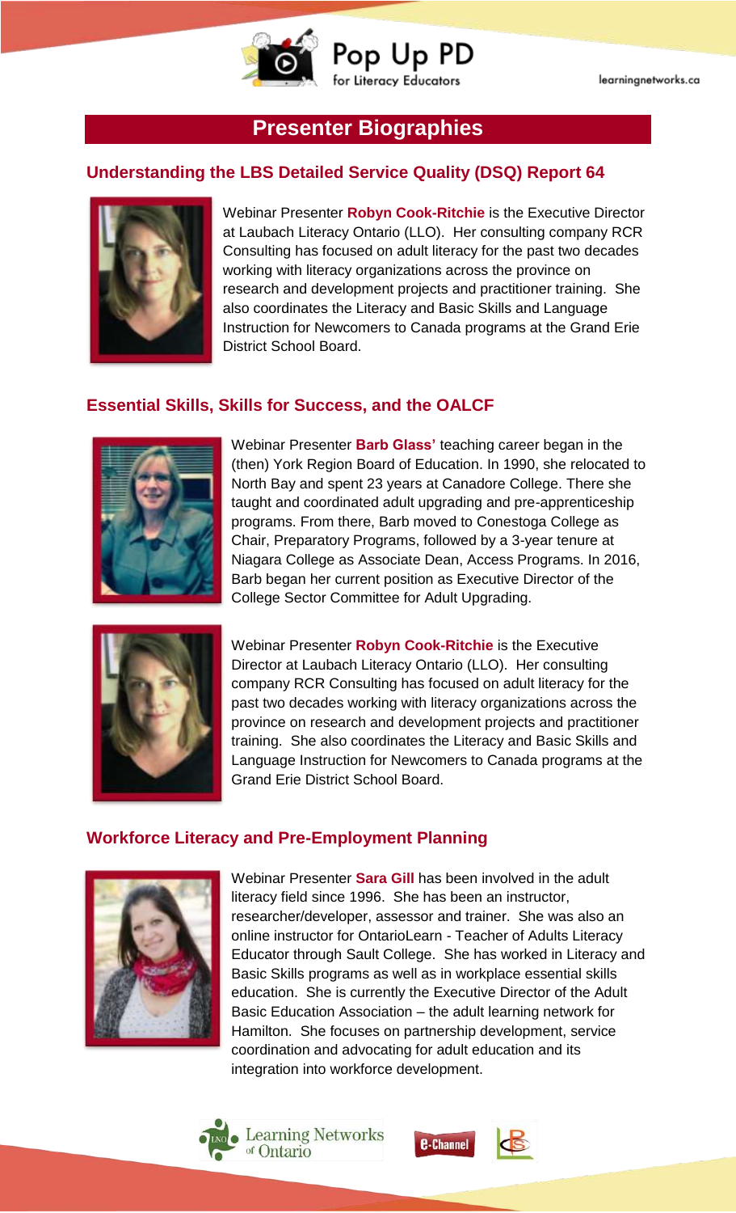## Presenter Biographies

### Understanding the LBS Detailed Service Quality (DSQ) Report 64

Webinar Presenter **Robyn Cook-Ritchie** is the Executive Director at Laubach Literacy Ontario (LLO). Her consulting company RCR Consulting has focused on adult literacy for the past two decades working with literacy organizations across the province on research and development projects and practitioner training. She also coordinates the Literacy and Basic Skills and Language Instruction for Newcomers to Canada programs at the Grand Erie District School Board.

### Essential Skills, Skills for Success, and the OALCF

Webinar Presenter **Barb Glass'** teaching career began in the (then) York Region Board of Education. In 1990, she relocated to North Bay and spent 23 years at Canadore College. There she taught and coordinated adult upgrading and pre-apprenticeship programs. From there, Barb moved to Conestoga College as Chair, Preparatory Programs, followed by a 3-year tenure at Niagara College as Associate Dean, Access Programs. In 2016, Barb began her current position as Executive Director of the College Sector Committee for Adult Upgrading.

Webinar Presenter **Robyn Cook-Ritchie** is the Executive Director at Laubach Literacy Ontario (LLO). Her consulting company RCR Consulting has focused on adult literacy for the past two decades working with literacy organizations across the province on research and development projects and practitioner training. She also coordinates the Literacy and Basic Skills and Language Instruction for Newcomers to Canada programs at the Grand Erie District School Board.

### Workforce Literacy and Pre-Employment Planning

Webinar Presenter **Sara Gill** has been involved in the adult literacy field since 1996. She has been an instructor, researcher/developer, assessor and trainer. She was also an online instructor for OntarioLearn - Teacher of Adults Literacy Educator through Sault College. She has worked in Literacy and Basic Skills programs as well as in workplace essential skills education. She is currently the Executive Director of the Adult Basic Education Association – the adult learning network for Hamilton. She focuses on partnership development, service coordination and advocating for adult education and its integration into workforce development.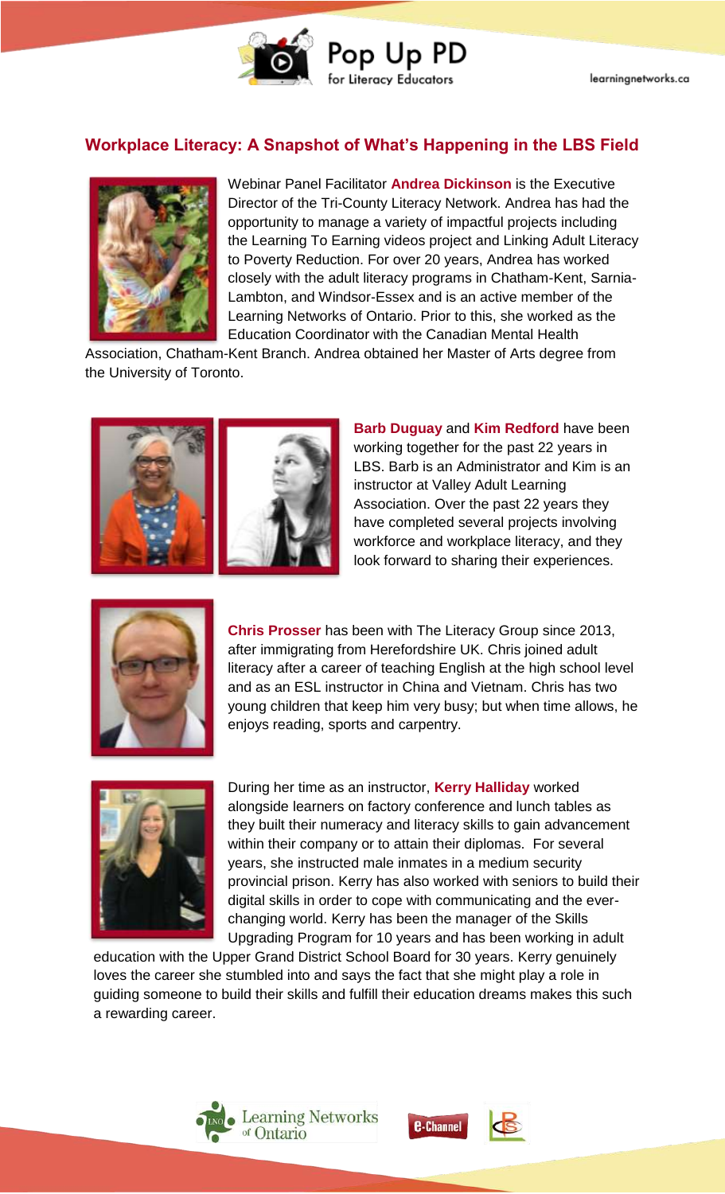## Workplace Literacy: A Snapshot of What's Happening in the LBS Field

Webinar Panel Facilitator **Andrea Dickinson** is the Executive Director of the Tri-County Literacy Network. Andrea has had the opportunity to manage a variety of impactful projects including the Learning To Earning videos project and Linking Adult Literacy to Poverty Reduction. For over 20 years, Andrea has worked closely with the adult literacy programs in Chatham-Kent, Sarnia-Lambton, and Windsor-Essex and is an active member of the Learning Networks of Ontario. Prior to this, she worked as the Education Coordinator with the Canadian Mental Health Association, Chatham-Kent Branch. Andrea obtained her Master of Arts degree from the University of Toronto.

**Barb Duguay** and **Kim Redford** have been working together for the past 22 years in LBS. Barb is an Administrator and Kim is an instructor at Valley Adult Learning Association. Over the past 22 years they have completed several projects involving workforce and workplace literacy, and they look forward to sharing their experiences.

**Chris Prosser** has been with The Literacy Group since 2013, after immigrating from Herefordshire UK. Chris joined adult literacy after a career of teaching English at the high school level and as an ESL instructor in China and Vietnam. Chris has two young children that keep him very busy; but when time allows, he enjoys reading, sports and carpentry.

During her time as an instructor, **Kerry Halliday** worked alongside learners on factory conference and lunch tables as they built their numeracy and literacy skills to gain advancement within their company or to attain their diplomas. For several years, she instructed male inmates in a medium security provincial prison. Kerry has also worked with seniors to build their digital skills in order to cope with communicating and the ever-changing world. Kerry has been the manager of the Skills Upgrading Program for 10 years and has been working in adult education with the Upper Grand District School Board for 30 years. Kerry genuinely loves the career she stumbled into and says the fact that she might play a role in guiding someone to build their skills and fulfill their education dreams makes this such a rewarding career.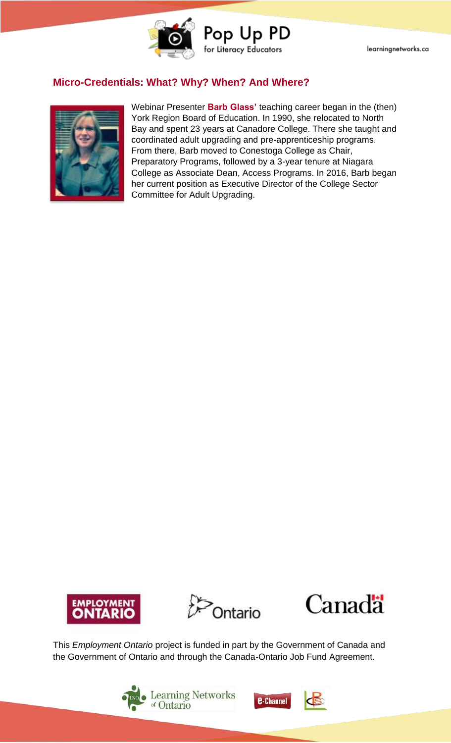## Micro-Credentials: What? Why? When? And Where?

Webinar Presenter **Barb Glass'** teaching career began in the (then) York Region Board of Education. In 1990, she relocated to North Bay and spent 23 years at Canadore College. There she taught and coordinated adult upgrading and pre-apprenticeship programs. From there, Barb moved to Conestoga College as Chair, Preparatory Programs, followed by a 3-year tenure at Niagara College as Associate Dean, Access Programs. In 2016, Barb began her current position as Executive Director of the College Sector Committee for Adult Upgrading.

This *Employment Ontario* project is funded in part by the Government of Canada and the Government of Ontario and through the Canada-Ontario Job Fund Agreement.